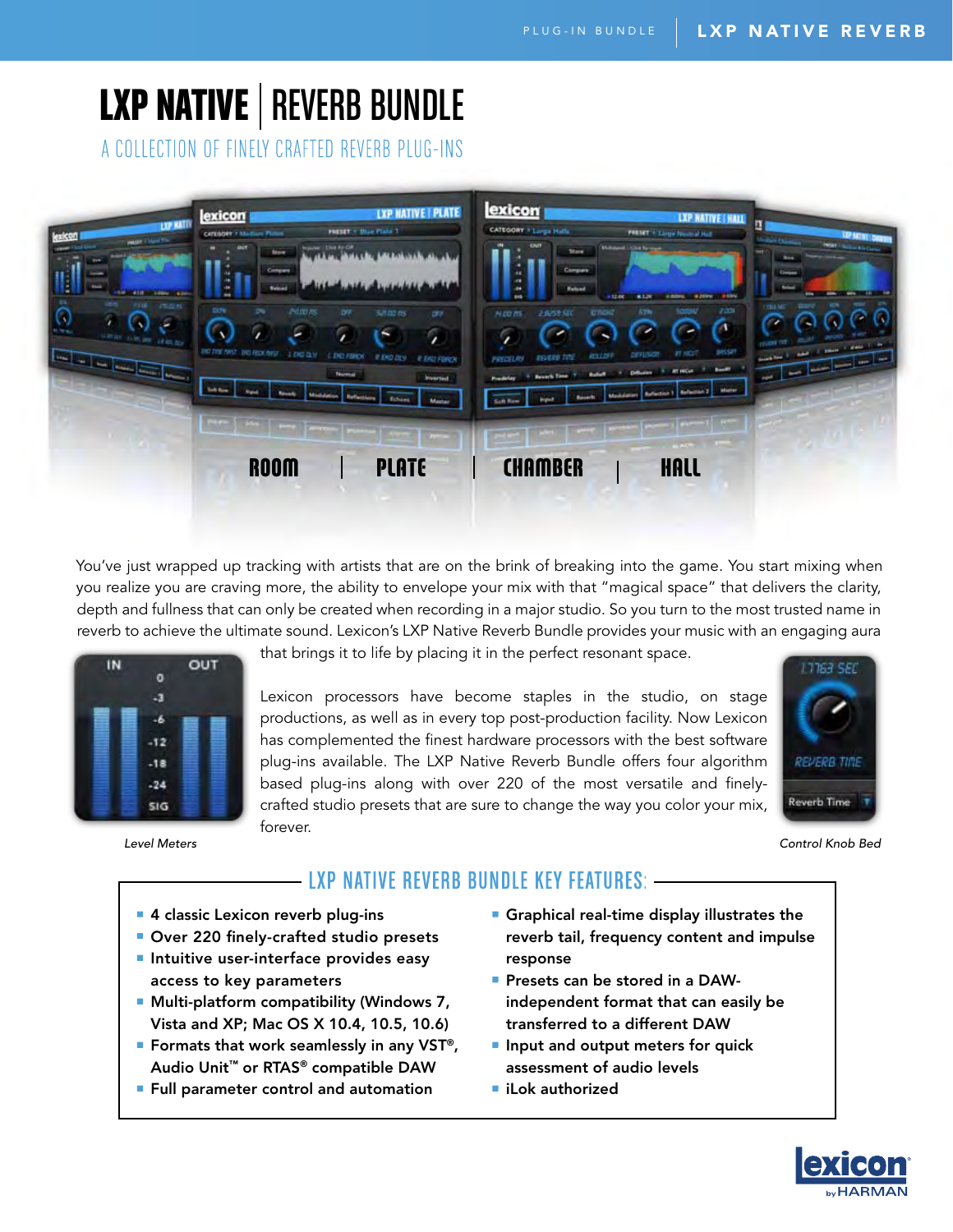# LXP NATIVE | REVERB BUNDLE

## A COLLECTION OF FINELY CRAFTED REVERB PLUG-INS

ROOM | PLATE | CHAMBER | HALL

You've just wrapped up tracking with artists that are on the brink of breaking into the game. You start mixing when you realize you are craving more, the ability to envelope your mix with that "magical space" that delivers the clarity, depth and fullness that can only be created when recording in a major studio. So you turn to the most trusted name in reverb to achieve the ultimate sound. Lexicon's LXP Native Reverb Bundle provides your music with an engaging aura that brings it to life by placing it in the perfect resonant space.

Lexicon processors have become staples in the studio, on stage productions, as well as in every top post-production facility. Now Lexicon has complemented the finest hardware processors with the best software plug-ins available. The LXP Native Reverb Bundle offers four algorithm based plug-ins along with over 220 of the most versatile and finely-crafted studio presets that are sure to change the way you color your mix, forever.

*Level Meters*

*Control Knob Bed*

## LXP NATIVE REVERB BUNDLE KEY FEATURES:

- **4 classic Lexicon reverb plug-ins**
- **Over 220 finely-crafted studio presets**
- **Intuitive user-interface provides easy access to key parameters**
- **Multi-platform compatibility (Windows 7, Vista and XP; Mac OS X 10.4, 10.5, 10.6)**
- **Formats that work seamlessly in any VST®, Audio Unit™ or RTAS® compatible DAW**
- **Full parameter control and automation**
- **Graphical real-time display illustrates the reverb tail, frequency content and impulse response**
- **Presets can be stored in a DAW-independent format that can easily be transferred to a different DAW**
- **Input and output meters for quick assessment of audio levels**
- **iLok authorized**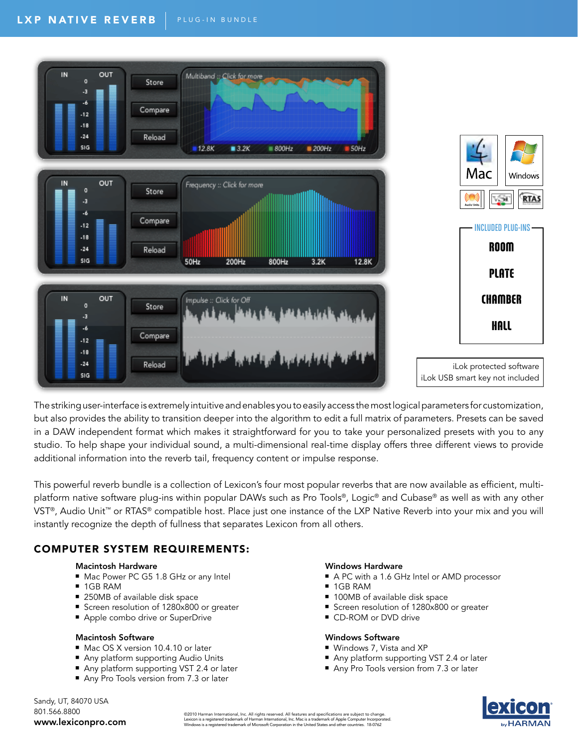INCLUDED PLUG-INS

ROOM

PLATE

CHAMBER

HALL

iLok protected software
iLok USB smart key not included

The striking user-interface is extremely intuitive and enables you to easily access the most logical parameters for customization, but also provides the ability to transition deeper into the algorithm to edit a full matrix of parameters. Presets can be saved in a DAW independent format which makes it straightforward for you to take your personalized presets with you to any studio. To help shape your individual sound, a multi-dimensional real-time display offers three different views to provide additional information into the reverb tail, frequency content or impulse response.

This powerful reverb bundle is a collection of Lexicon's four most popular reverbs that are now available as efficient, multi-platform native software plug-ins within popular DAWs such as Pro Tools®, Logic® and Cubase® as well as with any other VST®, Audio Unit™ or RTAS® compatible host. Place just one instance of the LXP Native Reverb into your mix and you will instantly recognize the depth of fullness that separates Lexicon from all others.

## COMPUTER SYSTEM REQUIREMENTS:

**Macintosh Hardware**

- Mac Power PC G5 1.8 GHz or any Intel
- 1GB RAM
- 250MB of available disk space
- Screen resolution of 1280x800 or greater
- Apple combo drive or SuperDrive

**Macintosh Software**

- Mac OS X version 10.4.10 or later
- Any platform supporting Audio Units
- Any platform supporting VST 2.4 or later
- Any Pro Tools version from 7.3 or later

**Windows Hardware**

- A PC with a 1.6 GHz Intel or AMD processor
- 1GB RAM
- 100MB of available disk space
- Screen resolution of 1280x800 or greater
- CD-ROM or DVD drive

**Windows Software**

- Windows 7, Vista and XP
- Any platform supporting VST 2.4 or later
- Any Pro Tools version from 7.3 or later

Sandy, UT, 84070 USA
801.566.8800
**www.lexiconpro.com**

©2010 Harman International, Inc. All rights reserved. All features and specifications are subject to change.
Lexicon is a registered trademark of Harman International, Inc. Mac is a trademark of Apple Computer Incorporated.
Windows is a registered trademark of Microsoft Corporation in the United States and other countries. 18-0762